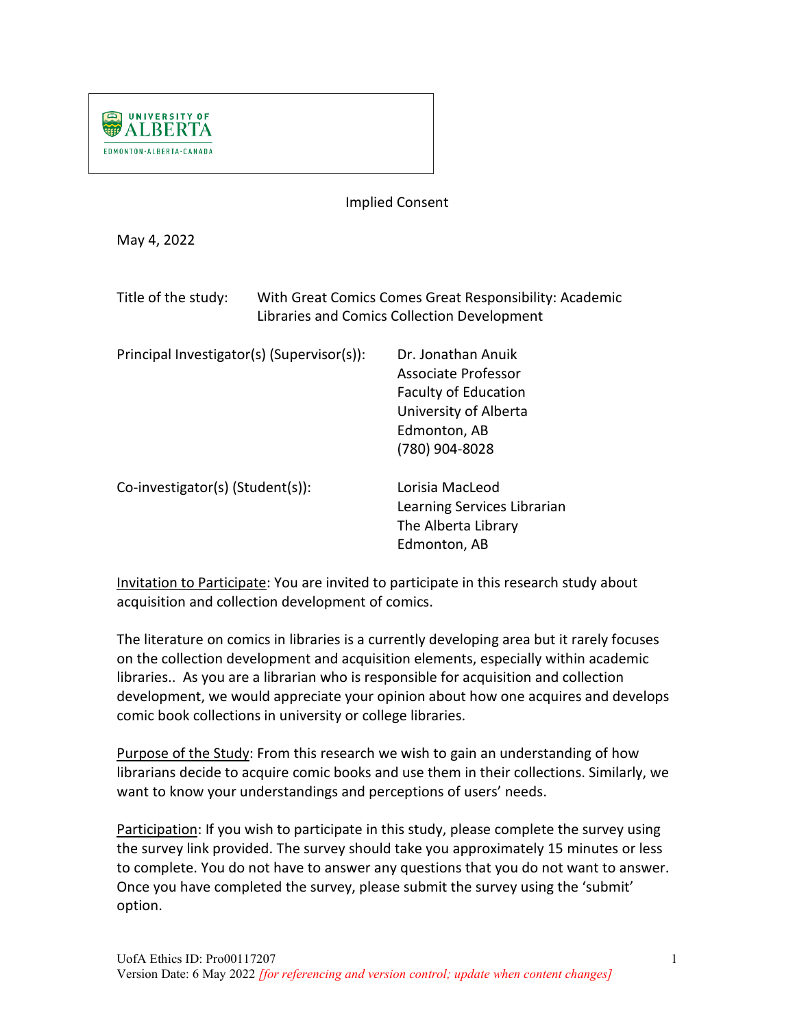UNIVERSITY OF ALBERTA
EDMONTON·ALBERTA·CANADA

Implied Consent

May 4, 2022

Title of the study: With Great Comics Comes Great Responsibility: Academic Libraries and Comics Collection Development

Principal Investigator(s) (Supervisor(s)):
Dr. Jonathan Anuik
Associate Professor
Faculty of Education
University of Alberta
Edmonton, AB
(780) 904-8028

Co-investigator(s) (Student(s)):
Lorisia MacLeod
Learning Services Librarian
The Alberta Library
Edmonton, AB

Invitation to Participate: You are invited to participate in this research study about acquisition and collection development of comics.

The literature on comics in libraries is a currently developing area but it rarely focuses on the collection development and acquisition elements, especially within academic libraries.. As you are a librarian who is responsible for acquisition and collection development, we would appreciate your opinion about how one acquires and develops comic book collections in university or college libraries.

Purpose of the Study: From this research we wish to gain an understanding of how librarians decide to acquire comic books and use them in their collections. Similarly, we want to know your understandings and perceptions of users' needs.

Participation: If you wish to participate in this study, please complete the survey using the survey link provided. The survey should take you approximately 15 minutes or less to complete. You do not have to answer any questions that you do not want to answer. Once you have completed the survey, please submit the survey using the 'submit' option.

UofA Ethics ID: Pro00117207
Version Date: 6 May 2022 *[for referencing and version control; update when content changes]*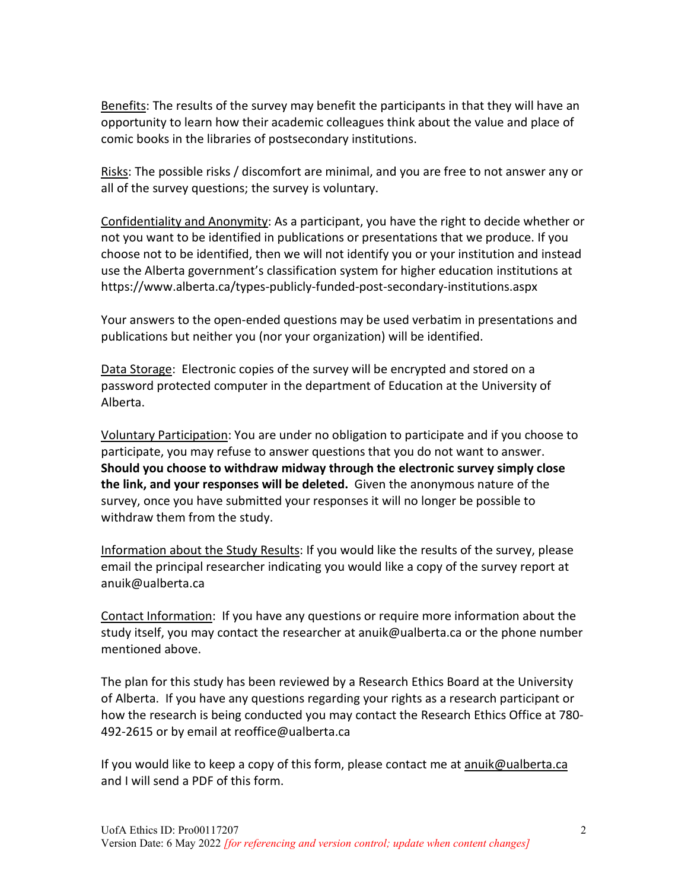Benefits: The results of the survey may benefit the participants in that they will have an opportunity to learn how their academic colleagues think about the value and place of comic books in the libraries of postsecondary institutions.

Risks: The possible risks / discomfort are minimal, and you are free to not answer any or all of the survey questions; the survey is voluntary.

Confidentiality and Anonymity: As a participant, you have the right to decide whether or not you want to be identified in publications or presentations that we produce. If you choose not to be identified, then we will not identify you or your institution and instead use the Alberta government's classification system for higher education institutions at https://www.alberta.ca/types-publicly-funded-post-secondary-institutions.aspx

Your answers to the open-ended questions may be used verbatim in presentations and publications but neither you (nor your organization) will be identified.

Data Storage: Electronic copies of the survey will be encrypted and stored on a password protected computer in the department of Education at the University of Alberta.

Voluntary Participation: You are under no obligation to participate and if you choose to participate, you may refuse to answer questions that you do not want to answer. **Should you choose to withdraw midway through the electronic survey simply close the link, and your responses will be deleted.** Given the anonymous nature of the survey, once you have submitted your responses it will no longer be possible to withdraw them from the study.

Information about the Study Results: If you would like the results of the survey, please email the principal researcher indicating you would like a copy of the survey report at anuik@ualberta.ca

Contact Information: If you have any questions or require more information about the study itself, you may contact the researcher at anuik@ualberta.ca or the phone number mentioned above.

The plan for this study has been reviewed by a Research Ethics Board at the University of Alberta. If you have any questions regarding your rights as a research participant or how the research is being conducted you may contact the Research Ethics Office at 780-492-2615 or by email at reoffice@ualberta.ca

If you would like to keep a copy of this form, please contact me at anuik@ualberta.ca and I will send a PDF of this form.

UofA Ethics ID: Pro00117207
Version Date: 6 May 2022 *[for referencing and version control; update when content changes]*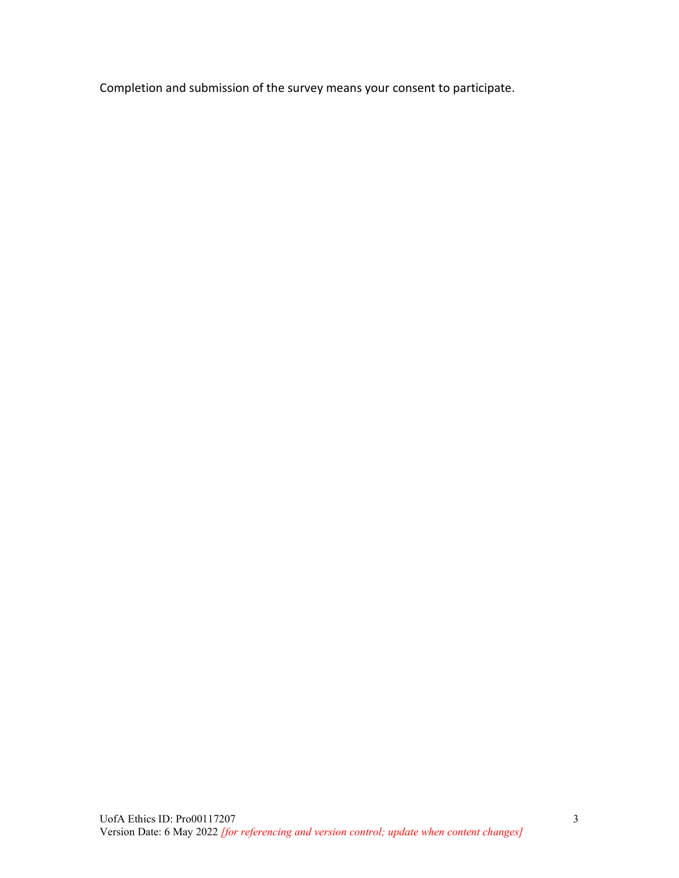Completion and submission of the survey means your consent to participate.